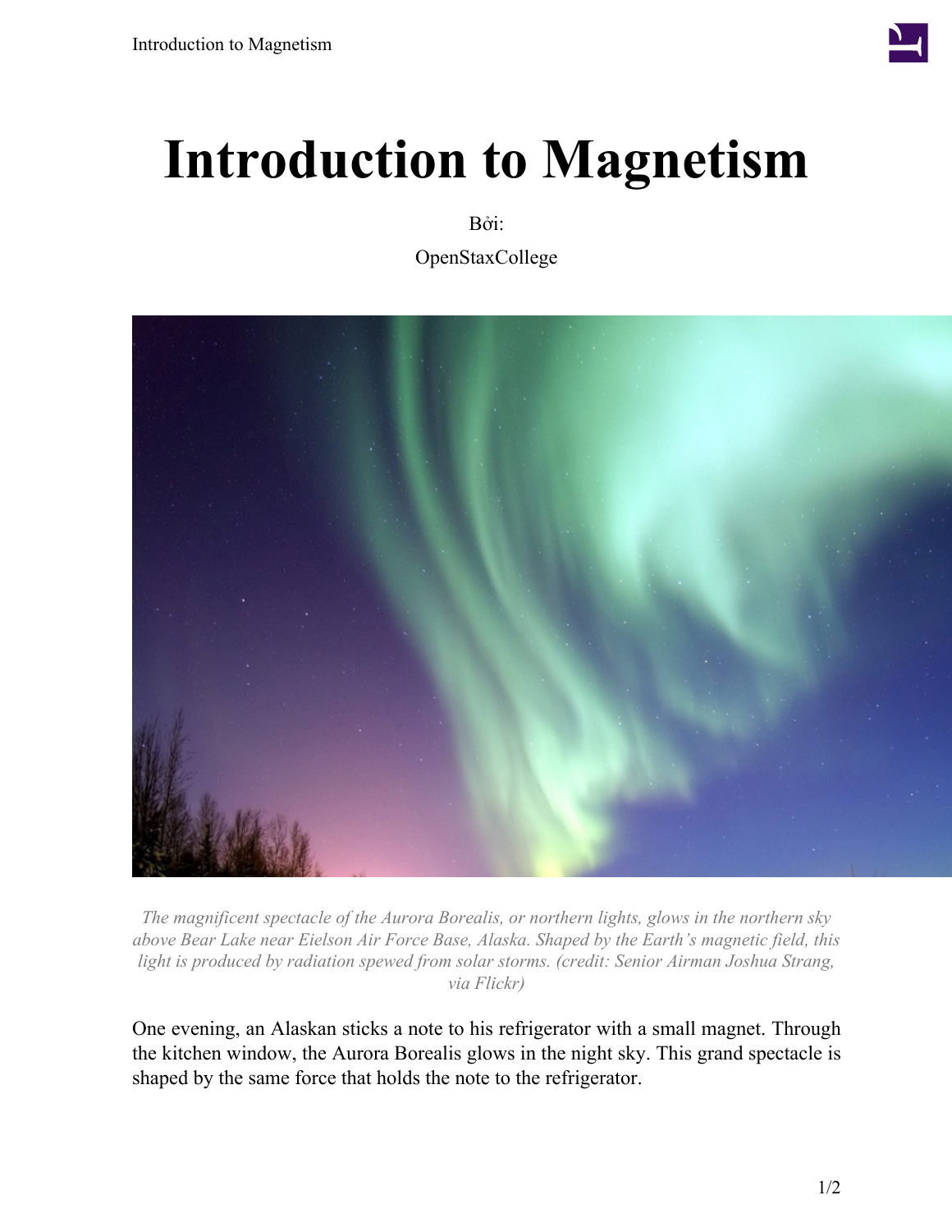# Introduction to Magnetism

Bởi:

OpenStaxCollege

*The magnificent spectacle of the Aurora Borealis, or northern lights, glows in the northern sky above Bear Lake near Eielson Air Force Base, Alaska. Shaped by the Earth's magnetic field, this light is produced by radiation spewed from solar storms. (credit: Senior Airman Joshua Strang, via Flickr)*

One evening, an Alaskan sticks a note to his refrigerator with a small magnet. Through the kitchen window, the Aurora Borealis glows in the night sky. This grand spectacle is shaped by the same force that holds the note to the refrigerator.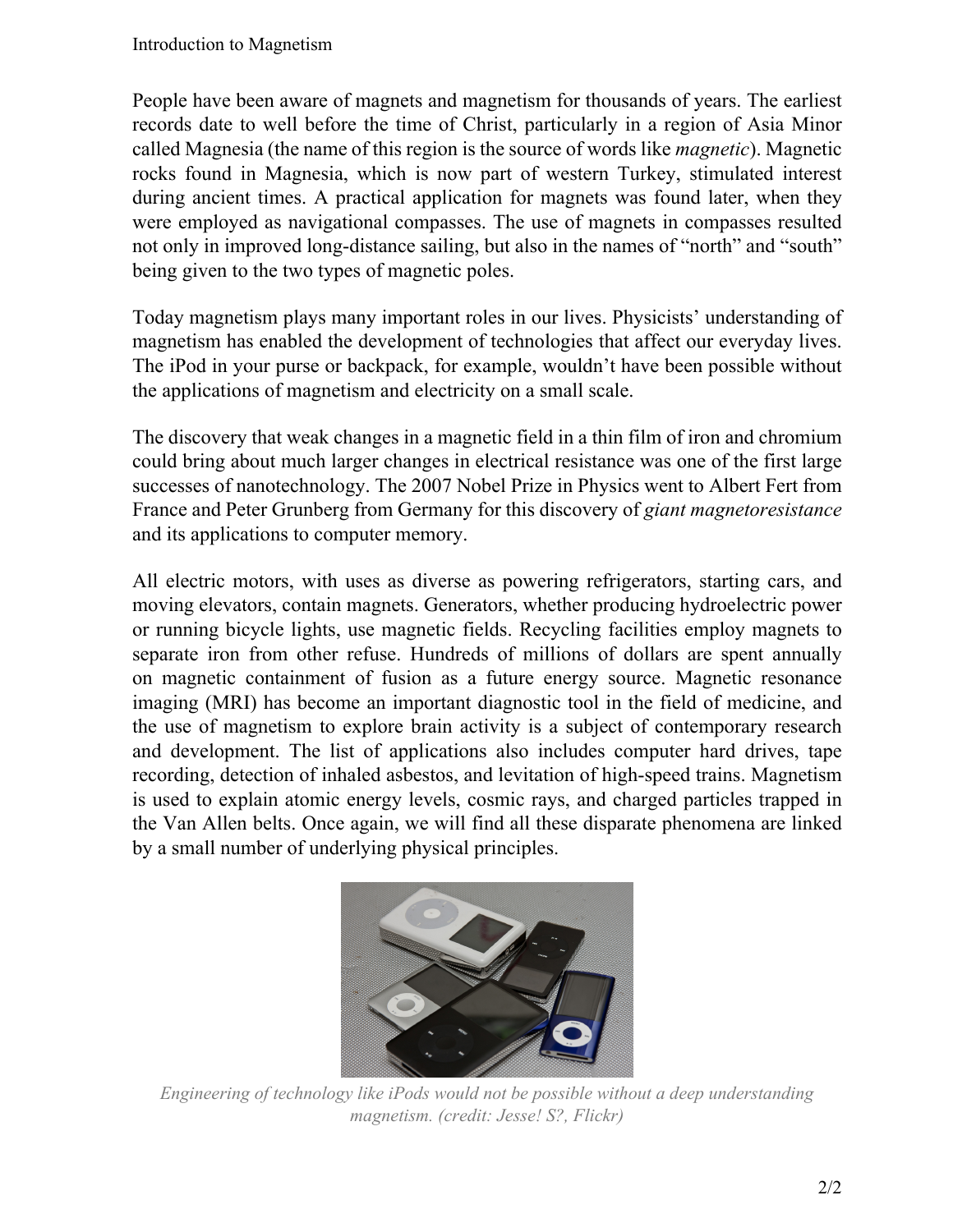People have been aware of magnets and magnetism for thousands of years. The earliest records date to well before the time of Christ, particularly in a region of Asia Minor called Magnesia (the name of this region is the source of words like *magnetic*). Magnetic rocks found in Magnesia, which is now part of western Turkey, stimulated interest during ancient times. A practical application for magnets was found later, when they were employed as navigational compasses. The use of magnets in compasses resulted not only in improved long-distance sailing, but also in the names of "north" and "south" being given to the two types of magnetic poles.

Today magnetism plays many important roles in our lives. Physicists' understanding of magnetism has enabled the development of technologies that affect our everyday lives. The iPod in your purse or backpack, for example, wouldn't have been possible without the applications of magnetism and electricity on a small scale.

The discovery that weak changes in a magnetic field in a thin film of iron and chromium could bring about much larger changes in electrical resistance was one of the first large successes of nanotechnology. The 2007 Nobel Prize in Physics went to Albert Fert from France and Peter Grunberg from Germany for this discovery of *giant magnetoresistance* and its applications to computer memory.

All electric motors, with uses as diverse as powering refrigerators, starting cars, and moving elevators, contain magnets. Generators, whether producing hydroelectric power or running bicycle lights, use magnetic fields. Recycling facilities employ magnets to separate iron from other refuse. Hundreds of millions of dollars are spent annually on magnetic containment of fusion as a future energy source. Magnetic resonance imaging (MRI) has become an important diagnostic tool in the field of medicine, and the use of magnetism to explore brain activity is a subject of contemporary research and development. The list of applications also includes computer hard drives, tape recording, detection of inhaled asbestos, and levitation of high-speed trains. Magnetism is used to explain atomic energy levels, cosmic rays, and charged particles trapped in the Van Allen belts. Once again, we will find all these disparate phenomena are linked by a small number of underlying physical principles.

*Engineering of technology like iPods would not be possible without a deep understanding magnetism. (credit: Jesse! S?, Flickr)*